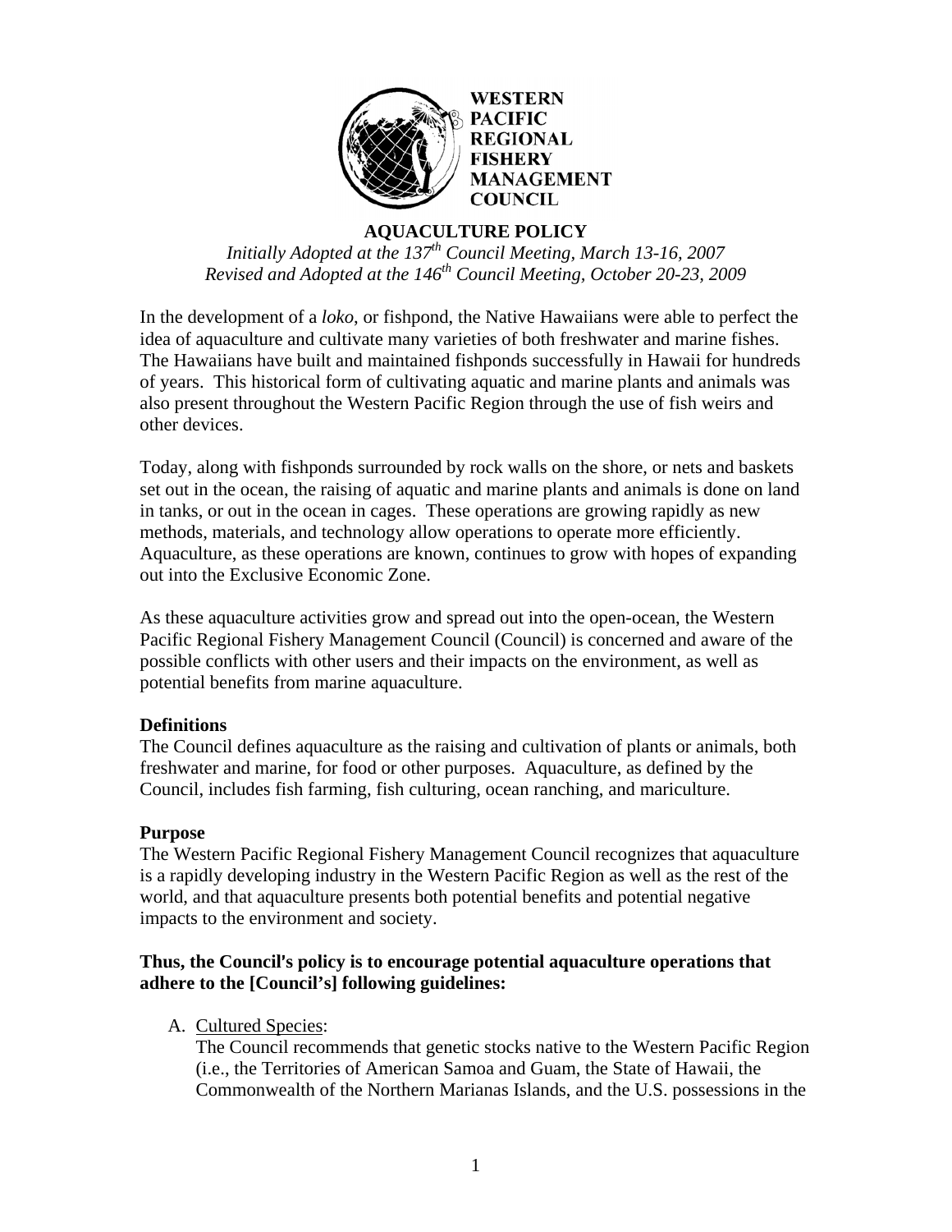**WESTERN PACIFIC REGIONAL FISHERY MANAGEMENT COUNCIL**

# AQUACULTURE POLICY

*Initially Adopted at the 137th Council Meeting, March 13-16, 2007*
*Revised and Adopted at the 146th Council Meeting, October 20-23, 2009*

In the development of a *loko*, or fishpond, the Native Hawaiians were able to perfect the idea of aquaculture and cultivate many varieties of both freshwater and marine fishes. The Hawaiians have built and maintained fishponds successfully in Hawaii for hundreds of years. This historical form of cultivating aquatic and marine plants and animals was also present throughout the Western Pacific Region through the use of fish weirs and other devices.

Today, along with fishponds surrounded by rock walls on the shore, or nets and baskets set out in the ocean, the raising of aquatic and marine plants and animals is done on land in tanks, or out in the ocean in cages. These operations are growing rapidly as new methods, materials, and technology allow operations to operate more efficiently. Aquaculture, as these operations are known, continues to grow with hopes of expanding out into the Exclusive Economic Zone.

As these aquaculture activities grow and spread out into the open-ocean, the Western Pacific Regional Fishery Management Council (Council) is concerned and aware of the possible conflicts with other users and their impacts on the environment, as well as potential benefits from marine aquaculture.

**Definitions**

The Council defines aquaculture as the raising and cultivation of plants or animals, both freshwater and marine, for food or other purposes. Aquaculture, as defined by the Council, includes fish farming, fish culturing, ocean ranching, and mariculture.

**Purpose**

The Western Pacific Regional Fishery Management Council recognizes that aquaculture is a rapidly developing industry in the Western Pacific Region as well as the rest of the world, and that aquaculture presents both potential benefits and potential negative impacts to the environment and society.

**Thus, the Council's policy is to encourage potential aquaculture operations that adhere to the [Council's] following guidelines:**

A. Cultured Species:
   The Council recommends that genetic stocks native to the Western Pacific Region (i.e., the Territories of American Samoa and Guam, the State of Hawaii, the Commonwealth of the Northern Marianas Islands, and the U.S. possessions in the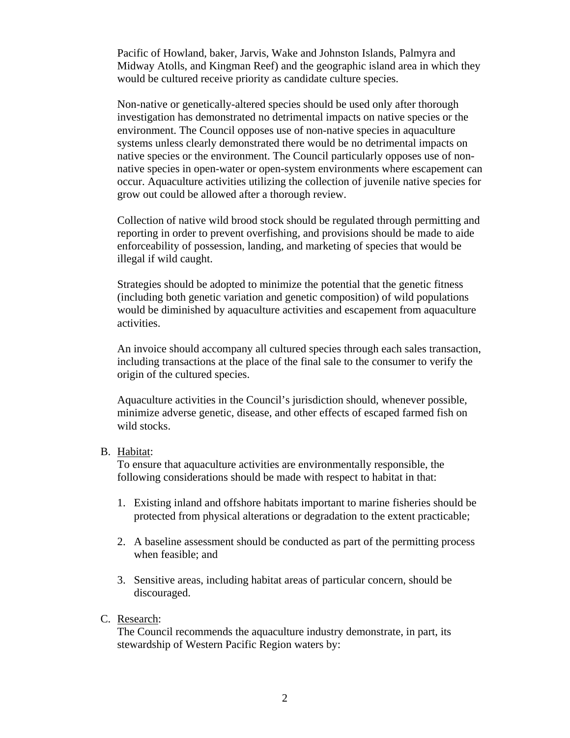Pacific of Howland, baker, Jarvis, Wake and Johnston Islands, Palmyra and Midway Atolls, and Kingman Reef) and the geographic island area in which they would be cultured receive priority as candidate culture species.

Non-native or genetically-altered species should be used only after thorough investigation has demonstrated no detrimental impacts on native species or the environment. The Council opposes use of non-native species in aquaculture systems unless clearly demonstrated there would be no detrimental impacts on native species or the environment. The Council particularly opposes use of non-native species in open-water or open-system environments where escapement can occur. Aquaculture activities utilizing the collection of juvenile native species for grow out could be allowed after a thorough review.

Collection of native wild brood stock should be regulated through permitting and reporting in order to prevent overfishing, and provisions should be made to aide enforceability of possession, landing, and marketing of species that would be illegal if wild caught.

Strategies should be adopted to minimize the potential that the genetic fitness (including both genetic variation and genetic composition) of wild populations would be diminished by aquaculture activities and escapement from aquaculture activities.

An invoice should accompany all cultured species through each sales transaction, including transactions at the place of the final sale to the consumer to verify the origin of the cultured species.

Aquaculture activities in the Council's jurisdiction should, whenever possible, minimize adverse genetic, disease, and other effects of escaped farmed fish on wild stocks.

B. Habitat:

To ensure that aquaculture activities are environmentally responsible, the following considerations should be made with respect to habitat in that:

1. Existing inland and offshore habitats important to marine fisheries should be protected from physical alterations or degradation to the extent practicable;

2. A baseline assessment should be conducted as part of the permitting process when feasible; and

3. Sensitive areas, including habitat areas of particular concern, should be discouraged.

C. Research:

The Council recommends the aquaculture industry demonstrate, in part, its stewardship of Western Pacific Region waters by: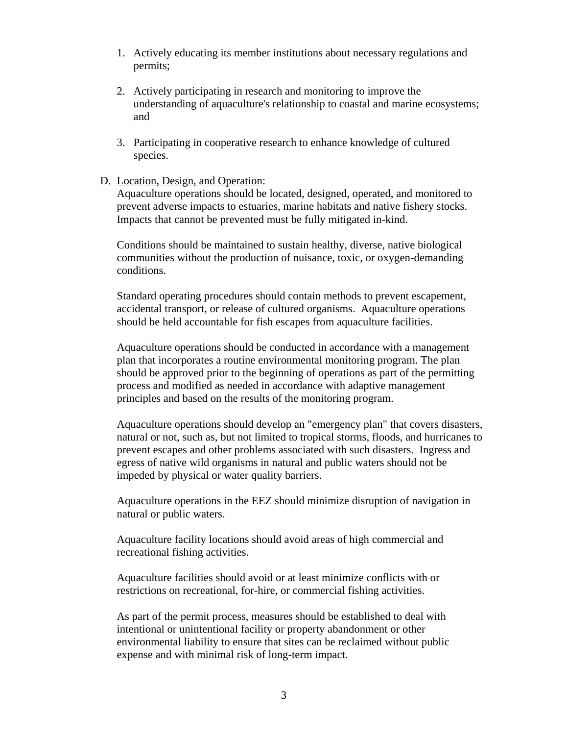1. Actively educating its member institutions about necessary regulations and permits;

2. Actively participating in research and monitoring to improve the understanding of aquaculture's relationship to coastal and marine ecosystems; and

3. Participating in cooperative research to enhance knowledge of cultured species.

D. Location, Design, and Operation:

Aquaculture operations should be located, designed, operated, and monitored to prevent adverse impacts to estuaries, marine habitats and native fishery stocks. Impacts that cannot be prevented must be fully mitigated in-kind.

Conditions should be maintained to sustain healthy, diverse, native biological communities without the production of nuisance, toxic, or oxygen-demanding conditions.

Standard operating procedures should contain methods to prevent escapement, accidental transport, or release of cultured organisms. Aquaculture operations should be held accountable for fish escapes from aquaculture facilities.

Aquaculture operations should be conducted in accordance with a management plan that incorporates a routine environmental monitoring program. The plan should be approved prior to the beginning of operations as part of the permitting process and modified as needed in accordance with adaptive management principles and based on the results of the monitoring program.

Aquaculture operations should develop an "emergency plan" that covers disasters, natural or not, such as, but not limited to tropical storms, floods, and hurricanes to prevent escapes and other problems associated with such disasters. Ingress and egress of native wild organisms in natural and public waters should not be impeded by physical or water quality barriers.

Aquaculture operations in the EEZ should minimize disruption of navigation in natural or public waters.

Aquaculture facility locations should avoid areas of high commercial and recreational fishing activities.

Aquaculture facilities should avoid or at least minimize conflicts with or restrictions on recreational, for-hire, or commercial fishing activities.

As part of the permit process, measures should be established to deal with intentional or unintentional facility or property abandonment or other environmental liability to ensure that sites can be reclaimed without public expense and with minimal risk of long-term impact.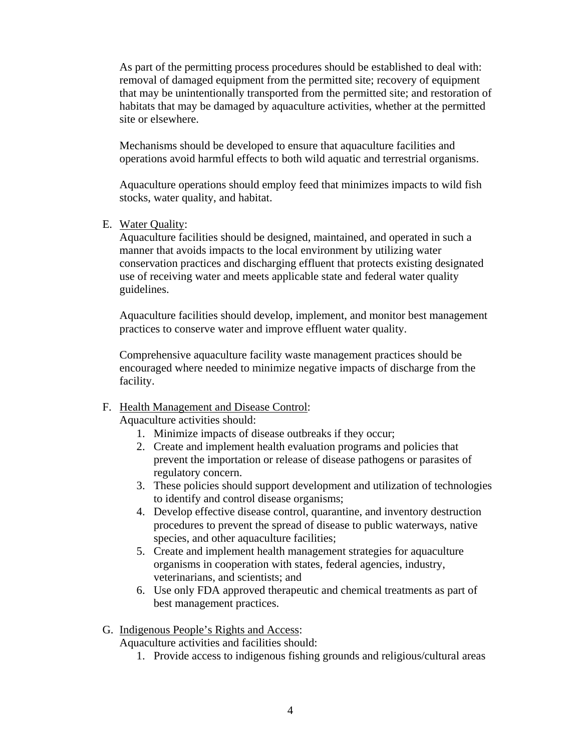As part of the permitting process procedures should be established to deal with: removal of damaged equipment from the permitted site; recovery of equipment that may be unintentionally transported from the permitted site; and restoration of habitats that may be damaged by aquaculture activities, whether at the permitted site or elsewhere.

Mechanisms should be developed to ensure that aquaculture facilities and operations avoid harmful effects to both wild aquatic and terrestrial organisms.

Aquaculture operations should employ feed that minimizes impacts to wild fish stocks, water quality, and habitat.

E. Water Quality:
   Aquaculture facilities should be designed, maintained, and operated in such a manner that avoids impacts to the local environment by utilizing water conservation practices and discharging effluent that protects existing designated use of receiving water and meets applicable state and federal water quality guidelines.

   Aquaculture facilities should develop, implement, and monitor best management practices to conserve water and improve effluent water quality.

   Comprehensive aquaculture facility waste management practices should be encouraged where needed to minimize negative impacts of discharge from the facility.

F. Health Management and Disease Control:
   Aquaculture activities should:
   1. Minimize impacts of disease outbreaks if they occur;
   2. Create and implement health evaluation programs and policies that prevent the importation or release of disease pathogens or parasites of regulatory concern.
   3. These policies should support development and utilization of technologies to identify and control disease organisms;
   4. Develop effective disease control, quarantine, and inventory destruction procedures to prevent the spread of disease to public waterways, native species, and other aquaculture facilities;
   5. Create and implement health management strategies for aquaculture organisms in cooperation with states, federal agencies, industry, veterinarians, and scientists; and
   6. Use only FDA approved therapeutic and chemical treatments as part of best management practices.

G. Indigenous People's Rights and Access:
   Aquaculture activities and facilities should:
   1. Provide access to indigenous fishing grounds and religious/cultural areas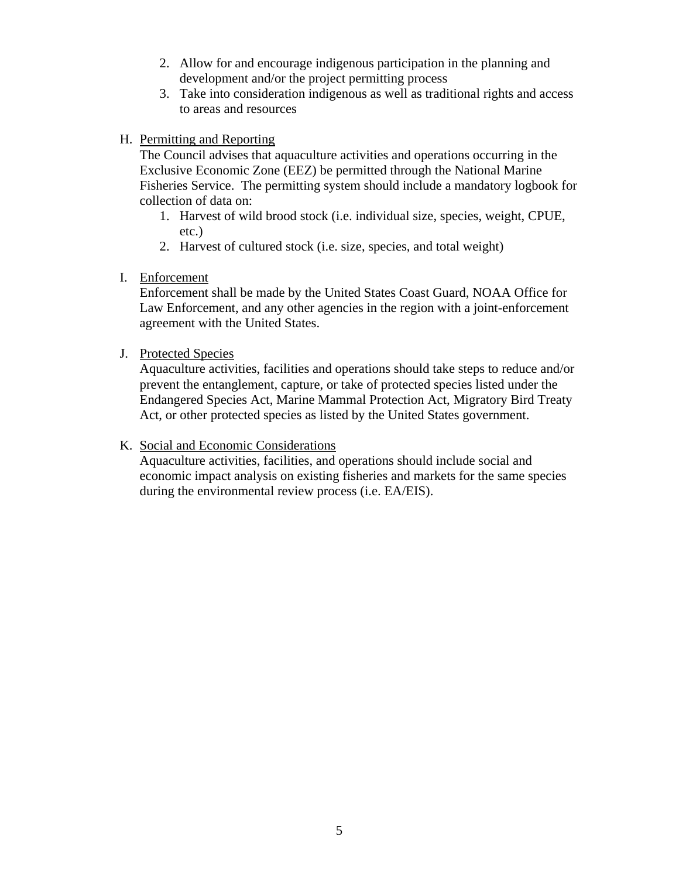2. Allow for and encourage indigenous participation in the planning and development and/or the project permitting process
3. Take into consideration indigenous as well as traditional rights and access to areas and resources

H. <u>Permitting and Reporting</u>

The Council advises that aquaculture activities and operations occurring in the Exclusive Economic Zone (EEZ) be permitted through the National Marine Fisheries Service. The permitting system should include a mandatory logbook for collection of data on:

1. Harvest of wild brood stock (i.e. individual size, species, weight, CPUE, etc.)
2. Harvest of cultured stock (i.e. size, species, and total weight)

I. <u>Enforcement</u>

Enforcement shall be made by the United States Coast Guard, NOAA Office for Law Enforcement, and any other agencies in the region with a joint-enforcement agreement with the United States.

J. <u>Protected Species</u>

Aquaculture activities, facilities and operations should take steps to reduce and/or prevent the entanglement, capture, or take of protected species listed under the Endangered Species Act, Marine Mammal Protection Act, Migratory Bird Treaty Act, or other protected species as listed by the United States government.

K. <u>Social and Economic Considerations</u>

Aquaculture activities, facilities, and operations should include social and economic impact analysis on existing fisheries and markets for the same species during the environmental review process (i.e. EA/EIS).